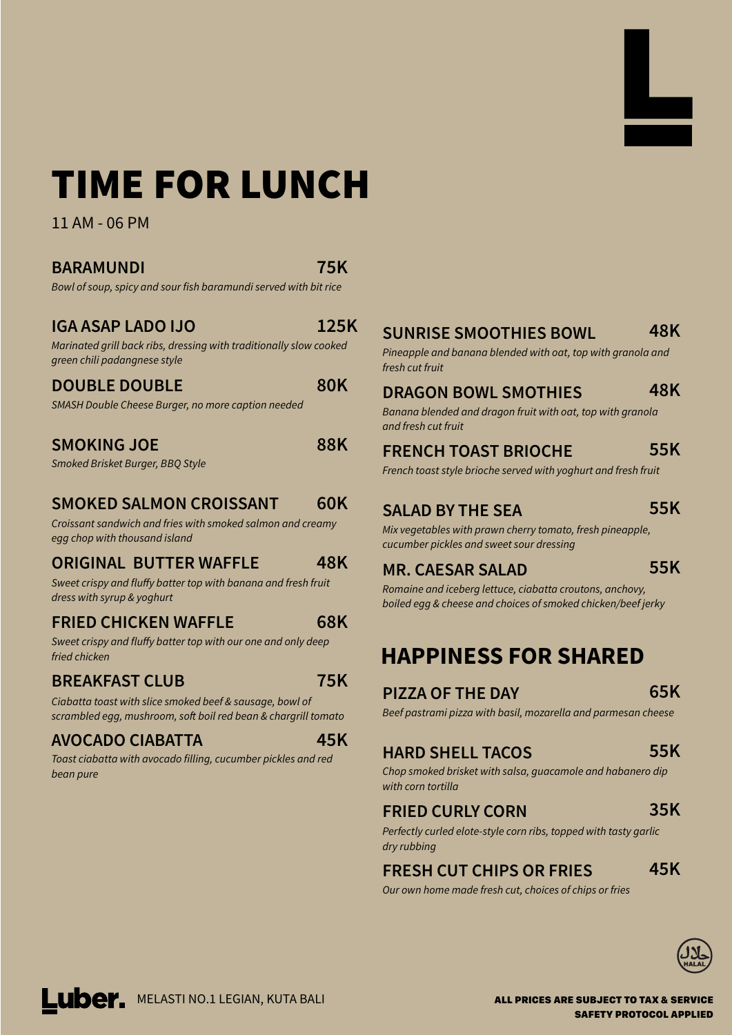# TIME FOR LUNCH

11 AM - 06 PM

**BARAMUNDI** — **75K**
*Bowl of soup, spicy and sour fish baramundi served with bit rice*

**IGA ASAP LADO IJO** — **125K**
*Marinated grill back ribs, dressing with traditionally slow cooked green chili padangnese style*

**DOUBLE DOUBLE** — **80K**
*SMASH Double Cheese Burger, no more caption needed*

**SMOKING JOE** — **88K**
*Smoked Brisket Burger, BBQ Style*

**SMOKED SALMON CROISSANT** — **60K**
*Croissant sandwich and fries with smoked salmon and creamy egg chop with thousand island*

**ORIGINAL BUTTER WAFFLE** — **48K**
*Sweet crispy and fluffy batter top with banana and fresh fruit dress with syrup & yoghurt*

**FRIED CHICKEN WAFFLE** — **68K**
*Sweet crispy and fluffy batter top with our one and only deep fried chicken*

**BREAKFAST CLUB** — **75K**
*Ciabatta toast with slice smoked beef & sausage, bowl of scrambled egg, mushroom, soft boil red bean & chargrill tomato*

**AVOCADO CIABATTA** — **45K**
*Toast ciabatta with avocado filling, cucumber pickles and red bean pure*

**SUNRISE SMOOTHIES BOWL** — **48K**
*Pineapple and banana blended with oat, top with granola and fresh cut fruit*

**DRAGON BOWL SMOTHIES** — **48K**
*Banana blended and dragon fruit with oat, top with granola and fresh cut fruit*

**FRENCH TOAST BRIOCHE** — **55K**
*French toast style brioche served with yoghurt and fresh fruit*

**SALAD BY THE SEA** — **55K**
*Mix vegetables with prawn cherry tomato, fresh pineapple, cucumber pickles and sweet sour dressing*

**MR. CAESAR SALAD** — **55K**
*Romaine and iceberg lettuce, ciabatta croutons, anchovy, boiled egg & cheese and choices of smoked chicken/beef jerky*

## HAPPINESS FOR SHARED

**PIZZA OF THE DAY** — **65K**
*Beef pastrami pizza with basil, mozarella and parmesan cheese*

**HARD SHELL TACOS** — **55K**
*Chop smoked brisket with salsa, guacamole and habanero dip with corn tortilla*

**FRIED CURLY CORN** — **35K**
*Perfectly curled elote-style corn ribs, topped with tasty garlic dry rubbing*

**FRESH CUT CHIPS OR FRIES** — **45K**
*Our own home made fresh cut, choices of chips or fries*

HALAL

Luber. MELASTI NO.1 LEGIAN, KUTA BALI

**ALL PRICES ARE SUBJECT TO TAX & SERVICE**
**SAFETY PROTOCOL APPLIED**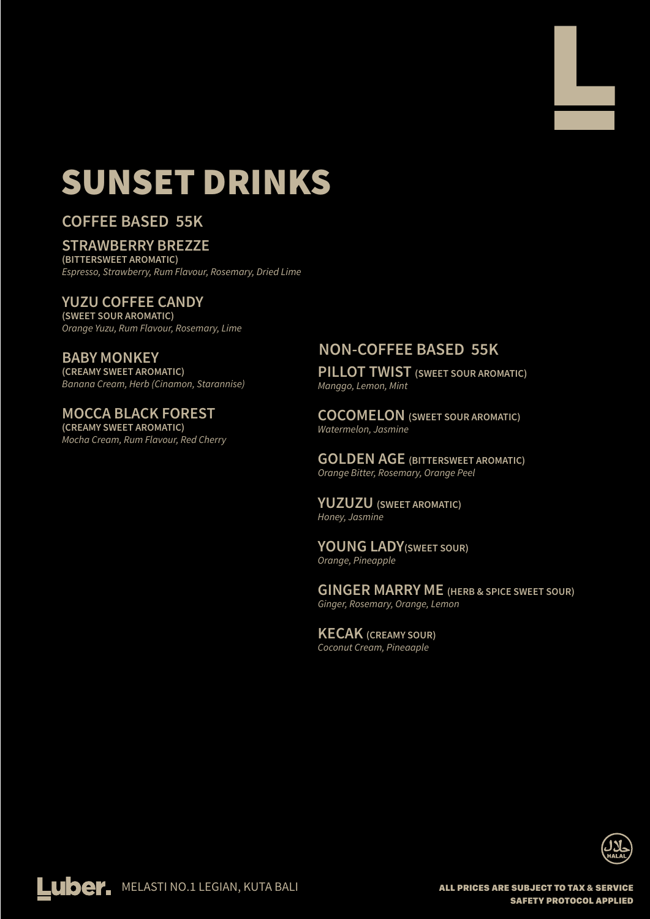# SUNSET DRINKS

## COFFEE BASED 55K

### STRAWBERRY BREZZE
**(BITTERSWEET AROMATIC)**
*Espresso, Strawberry, Rum Flavour, Rosemary, Dried Lime*

### YUZU COFFEE CANDY
**(SWEET SOUR AROMATIC)**
*Orange Yuzu, Rum Flavour, Rosemary, Lime*

### BABY MONKEY
**(CREAMY SWEET AROMATIC)**
*Banana Cream, Herb (Cinamon, Starannise)*

### MOCCA BLACK FOREST
**(CREAMY SWEET AROMATIC)**
*Mocha Cream, Rum Flavour, Red Cherry*

## NON-COFFEE BASED 55K

### PILLOT TWIST (SWEET SOUR AROMATIC)
*Manggo, Lemon, Mint*

### COCOMELON (SWEET SOUR AROMATIC)
*Watermelon, Jasmine*

### GOLDEN AGE (BITTERSWEET AROMATIC)
*Orange Bitter, Rosemary, Orange Peel*

### YUZUZU (SWEET AROMATIC)
*Honey, Jasmine*

### YOUNG LADY(SWEET SOUR)
*Orange, Pineapple*

### GINGER MARRY ME (HERB & SPICE SWEET SOUR)
*Ginger, Rosemary, Orange, Lemon*

### KECAK (CREAMY SOUR)
*Coconut Cream, Pineaaple*

HALAL

Luber. MELASTI NO.1 LEGIAN, KUTA BALI

**ALL PRICES ARE SUBJECT TO TAX & SERVICE**
**SAFETY PROTOCOL APPLIED**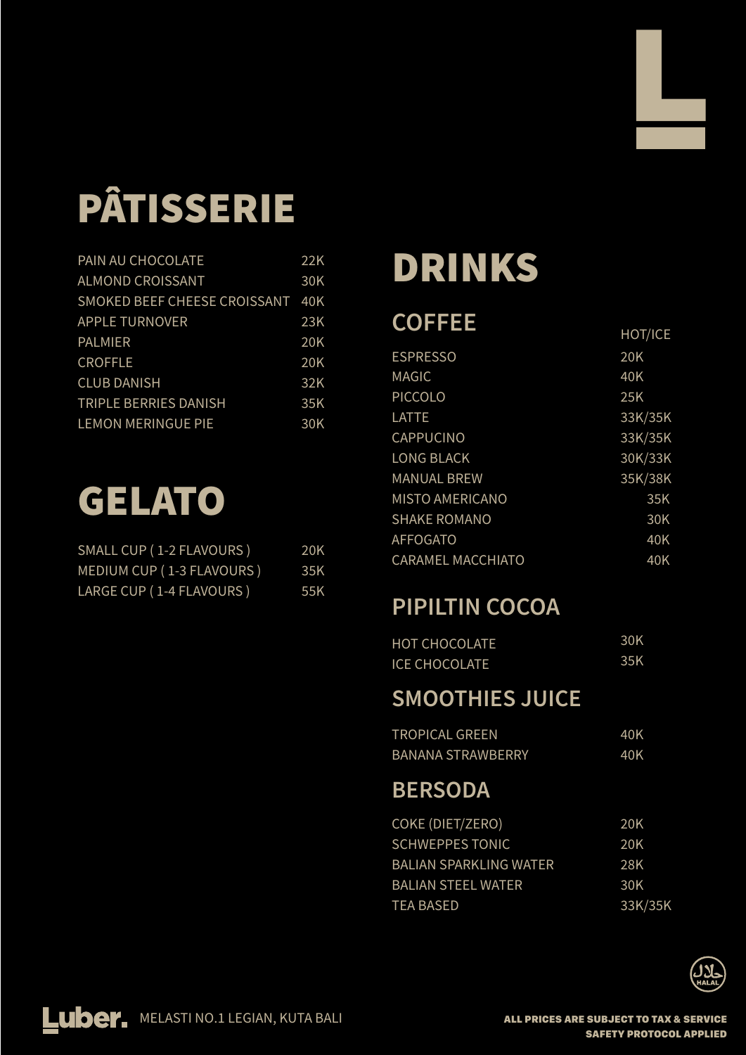# PÂTISSERIE

| | |
|---|---|
| PAIN AU CHOCOLATE | 22K |
| ALMOND CROISSANT | 30K |
| SMOKED BEEF CHEESE CROISSANT | 40K |
| APPLE TURNOVER | 23K |
| PALMIER | 20K |
| CROFFLE | 20K |
| CLUB DANISH | 32K |
| TRIPLE BERRIES DANISH | 35K |
| LEMON MERINGUE PIE | 30K |

# GELATO

| | |
|---|---|
| SMALL CUP ( 1-2 FLAVOURS ) | 20K |
| MEDIUM CUP ( 1-3 FLAVOURS ) | 35K |
| LARGE CUP ( 1-4 FLAVOURS ) | 55K |

# DRINKS

## COFFEE

| | HOT/ICE |
|---|---|
| ESPRESSO | 20K |
| MAGIC | 40K |
| PICCOLO | 25K |
| LATTE | 33K/35K |
| CAPPUCINO | 33K/35K |
| LONG BLACK | 30K/33K |
| MANUAL BREW | 35K/38K |
| MISTO AMERICANO | 35K |
| SHAKE ROMANO | 30K |
| AFFOGATO | 40K |
| CARAMEL MACCHIATO | 40K |

## PIPILTIN COCOA

| | |
|---|---|
| HOT CHOCOLATE | 30K |
| ICE CHOCOLATE | 35K |

## SMOOTHIES JUICE

| | |
|---|---|
| TROPICAL GREEN | 40K |
| BANANA STRAWBERRY | 40K |

## BERSODA

| | |
|---|---|
| COKE (DIET/ZERO) | 20K |
| SCHWEPPES TONIC | 20K |
| BALIAN SPARKLING WATER | 28K |
| BALIAN STEEL WATER | 30K |
| TEA BASED | 33K/35K |

HALAL

Luber. MELASTI NO.1 LEGIAN, KUTA BALI

**ALL PRICES ARE SUBJECT TO TAX & SERVICE**
**SAFETY PROTOCOL APPLIED**